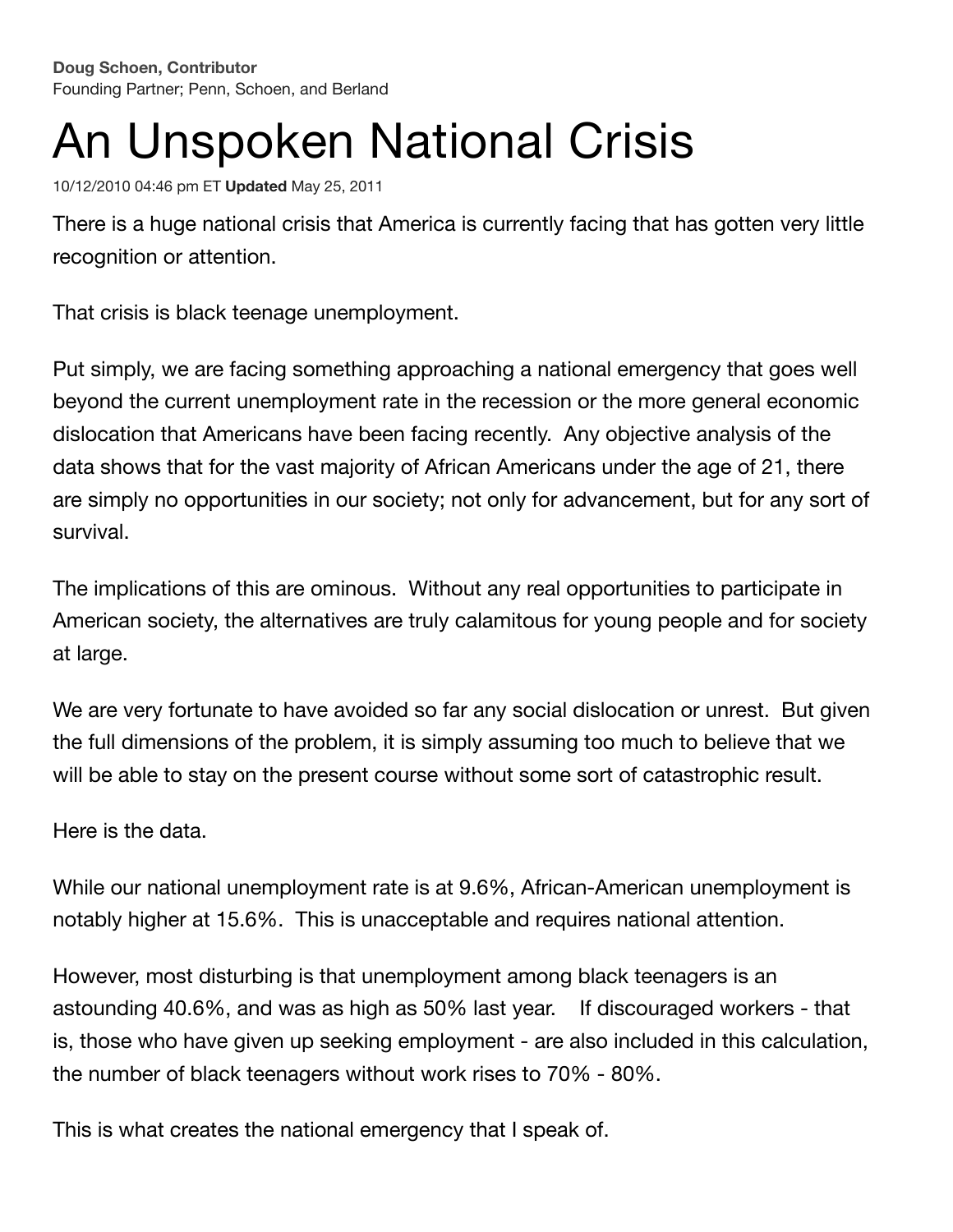**Doug Schoen, Contributor**
Founding Partner; Penn, Schoen, and Berland

# An Unspoken National Crisis

10/12/2010 04:46 pm ET **Updated** May 25, 2011

There is a huge national crisis that America is currently facing that has gotten very little recognition or attention.

That crisis is black teenage unemployment.

Put simply, we are facing something approaching a national emergency that goes well beyond the current unemployment rate in the recession or the more general economic dislocation that Americans have been facing recently. Any objective analysis of the data shows that for the vast majority of African Americans under the age of 21, there are simply no opportunities in our society; not only for advancement, but for any sort of survival.

The implications of this are ominous. Without any real opportunities to participate in American society, the alternatives are truly calamitous for young people and for society at large.

We are very fortunate to have avoided so far any social dislocation or unrest. But given the full dimensions of the problem, it is simply assuming too much to believe that we will be able to stay on the present course without some sort of catastrophic result.

Here is the data.

While our national unemployment rate is at 9.6%, African-American unemployment is notably higher at 15.6%. This is unacceptable and requires national attention.

However, most disturbing is that unemployment among black teenagers is an astounding 40.6%, and was as high as 50% last year. If discouraged workers - that is, those who have given up seeking employment - are also included in this calculation, the number of black teenagers without work rises to 70% - 80%.

This is what creates the national emergency that I speak of.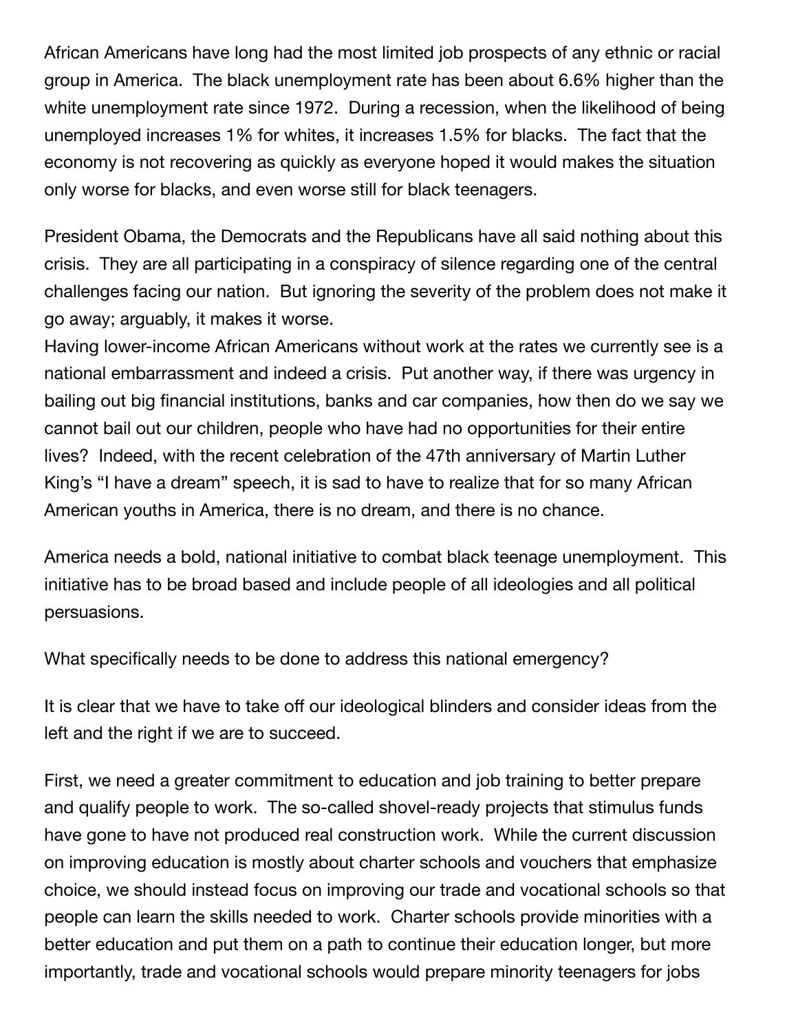African Americans have long had the most limited job prospects of any ethnic or racial group in America. The black unemployment rate has been about 6.6% higher than the white unemployment rate since 1972. During a recession, when the likelihood of being unemployed increases 1% for whites, it increases 1.5% for blacks. The fact that the economy is not recovering as quickly as everyone hoped it would makes the situation only worse for blacks, and even worse still for black teenagers.

President Obama, the Democrats and the Republicans have all said nothing about this crisis. They are all participating in a conspiracy of silence regarding one of the central challenges facing our nation. But ignoring the severity of the problem does not make it go away; arguably, it makes it worse.

Having lower-income African Americans without work at the rates we currently see is a national embarrassment and indeed a crisis. Put another way, if there was urgency in bailing out big financial institutions, banks and car companies, how then do we say we cannot bail out our children, people who have had no opportunities for their entire lives? Indeed, with the recent celebration of the 47th anniversary of Martin Luther King's "I have a dream" speech, it is sad to have to realize that for so many African American youths in America, there is no dream, and there is no chance.

America needs a bold, national initiative to combat black teenage unemployment. This initiative has to be broad based and include people of all ideologies and all political persuasions.

What specifically needs to be done to address this national emergency?

It is clear that we have to take off our ideological blinders and consider ideas from the left and the right if we are to succeed.

First, we need a greater commitment to education and job training to better prepare and qualify people to work. The so-called shovel-ready projects that stimulus funds have gone to have not produced real construction work. While the current discussion on improving education is mostly about charter schools and vouchers that emphasize choice, we should instead focus on improving our trade and vocational schools so that people can learn the skills needed to work. Charter schools provide minorities with a better education and put them on a path to continue their education longer, but more importantly, trade and vocational schools would prepare minority teenagers for jobs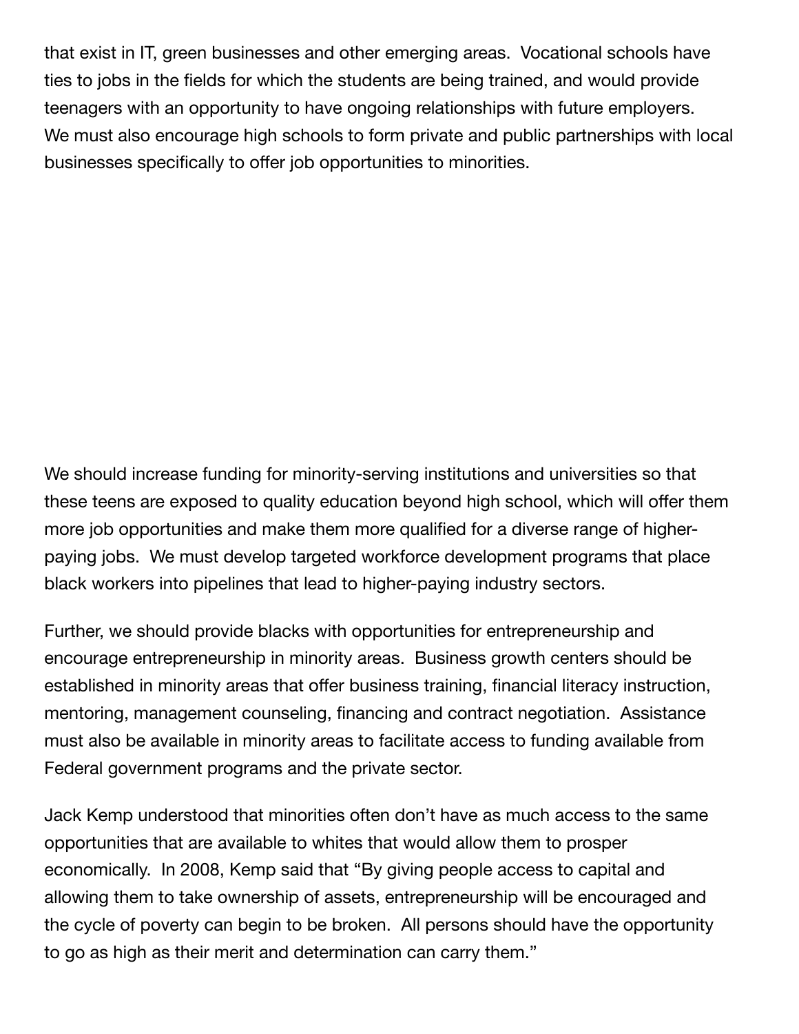that exist in IT, green businesses and other emerging areas. Vocational schools have ties to jobs in the fields for which the students are being trained, and would provide teenagers with an opportunity to have ongoing relationships with future employers. We must also encourage high schools to form private and public partnerships with local businesses specifically to offer job opportunities to minorities.

We should increase funding for minority-serving institutions and universities so that these teens are exposed to quality education beyond high school, which will offer them more job opportunities and make them more qualified for a diverse range of higher-paying jobs. We must develop targeted workforce development programs that place black workers into pipelines that lead to higher-paying industry sectors.

Further, we should provide blacks with opportunities for entrepreneurship and encourage entrepreneurship in minority areas. Business growth centers should be established in minority areas that offer business training, financial literacy instruction, mentoring, management counseling, financing and contract negotiation. Assistance must also be available in minority areas to facilitate access to funding available from Federal government programs and the private sector.

Jack Kemp understood that minorities often don't have as much access to the same opportunities that are available to whites that would allow them to prosper economically. In 2008, Kemp said that "By giving people access to capital and allowing them to take ownership of assets, entrepreneurship will be encouraged and the cycle of poverty can begin to be broken. All persons should have the opportunity to go as high as their merit and determination can carry them."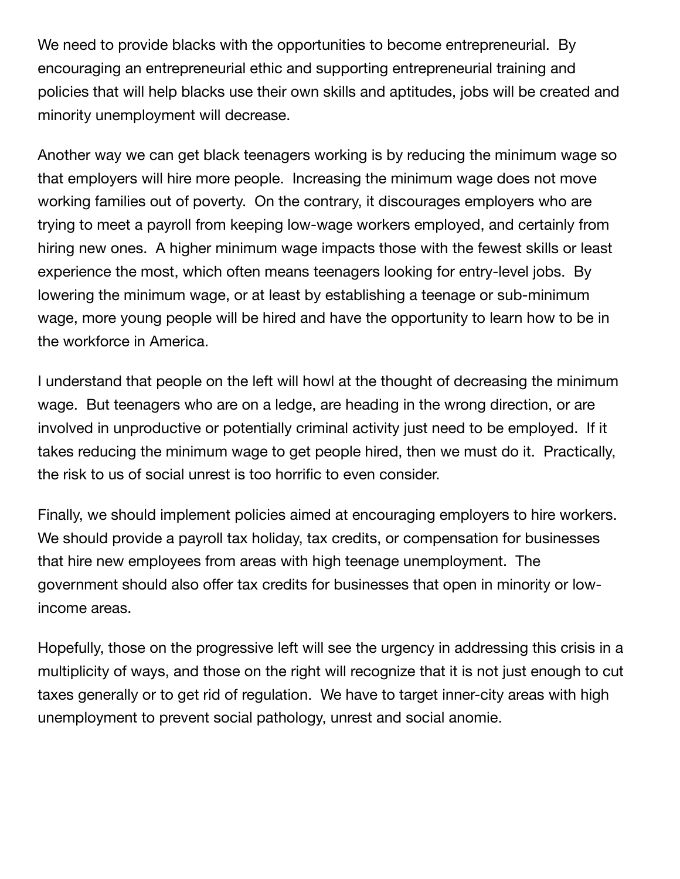We need to provide blacks with the opportunities to become entrepreneurial. By encouraging an entrepreneurial ethic and supporting entrepreneurial training and policies that will help blacks use their own skills and aptitudes, jobs will be created and minority unemployment will decrease.

Another way we can get black teenagers working is by reducing the minimum wage so that employers will hire more people. Increasing the minimum wage does not move working families out of poverty. On the contrary, it discourages employers who are trying to meet a payroll from keeping low-wage workers employed, and certainly from hiring new ones. A higher minimum wage impacts those with the fewest skills or least experience the most, which often means teenagers looking for entry-level jobs. By lowering the minimum wage, or at least by establishing a teenage or sub-minimum wage, more young people will be hired and have the opportunity to learn how to be in the workforce in America.

I understand that people on the left will howl at the thought of decreasing the minimum wage. But teenagers who are on a ledge, are heading in the wrong direction, or are involved in unproductive or potentially criminal activity just need to be employed. If it takes reducing the minimum wage to get people hired, then we must do it. Practically, the risk to us of social unrest is too horrific to even consider.

Finally, we should implement policies aimed at encouraging employers to hire workers. We should provide a payroll tax holiday, tax credits, or compensation for businesses that hire new employees from areas with high teenage unemployment. The government should also offer tax credits for businesses that open in minority or low-income areas.

Hopefully, those on the progressive left will see the urgency in addressing this crisis in a multiplicity of ways, and those on the right will recognize that it is not just enough to cut taxes generally or to get rid of regulation. We have to target inner-city areas with high unemployment to prevent social pathology, unrest and social anomie.